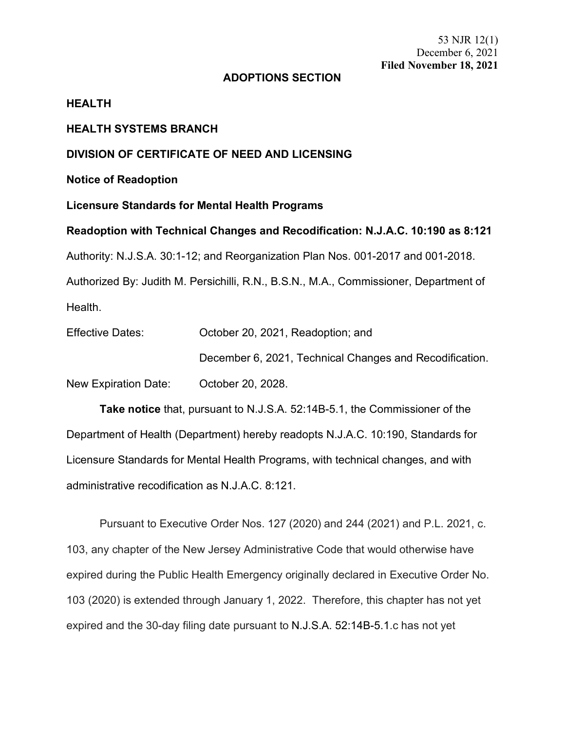53 NJR 12(1)
December 6, 2021
**Filed November 18, 2021**

**ADOPTIONS SECTION**

**HEALTH**

**HEALTH SYSTEMS BRANCH**

**DIVISION OF CERTIFICATE OF NEED AND LICENSING**

**Notice of Readoption**

**Licensure Standards for Mental Health Programs**

**Readoption with Technical Changes and Recodification: N.J.A.C. 10:190 as 8:121**

Authority: N.J.S.A. 30:1-12; and Reorganization Plan Nos. 001-2017 and 001-2018.

Authorized By: Judith M. Persichilli, R.N., B.S.N., M.A., Commissioner, Department of Health.

Effective Dates: October 20, 2021, Readoption; and
December 6, 2021, Technical Changes and Recodification.

New Expiration Date: October 20, 2028.

**Take notice** that, pursuant to N.J.S.A. 52:14B-5.1, the Commissioner of the Department of Health (Department) hereby readopts N.J.A.C. 10:190, Standards for Licensure Standards for Mental Health Programs, with technical changes, and with administrative recodification as N.J.A.C. 8:121.

Pursuant to Executive Order Nos. 127 (2020) and 244 (2021) and P.L. 2021, c. 103, any chapter of the New Jersey Administrative Code that would otherwise have expired during the Public Health Emergency originally declared in Executive Order No. 103 (2020) is extended through January 1, 2022. Therefore, this chapter has not yet expired and the 30-day filing date pursuant to N.J.S.A. 52:14B-5.1.c has not yet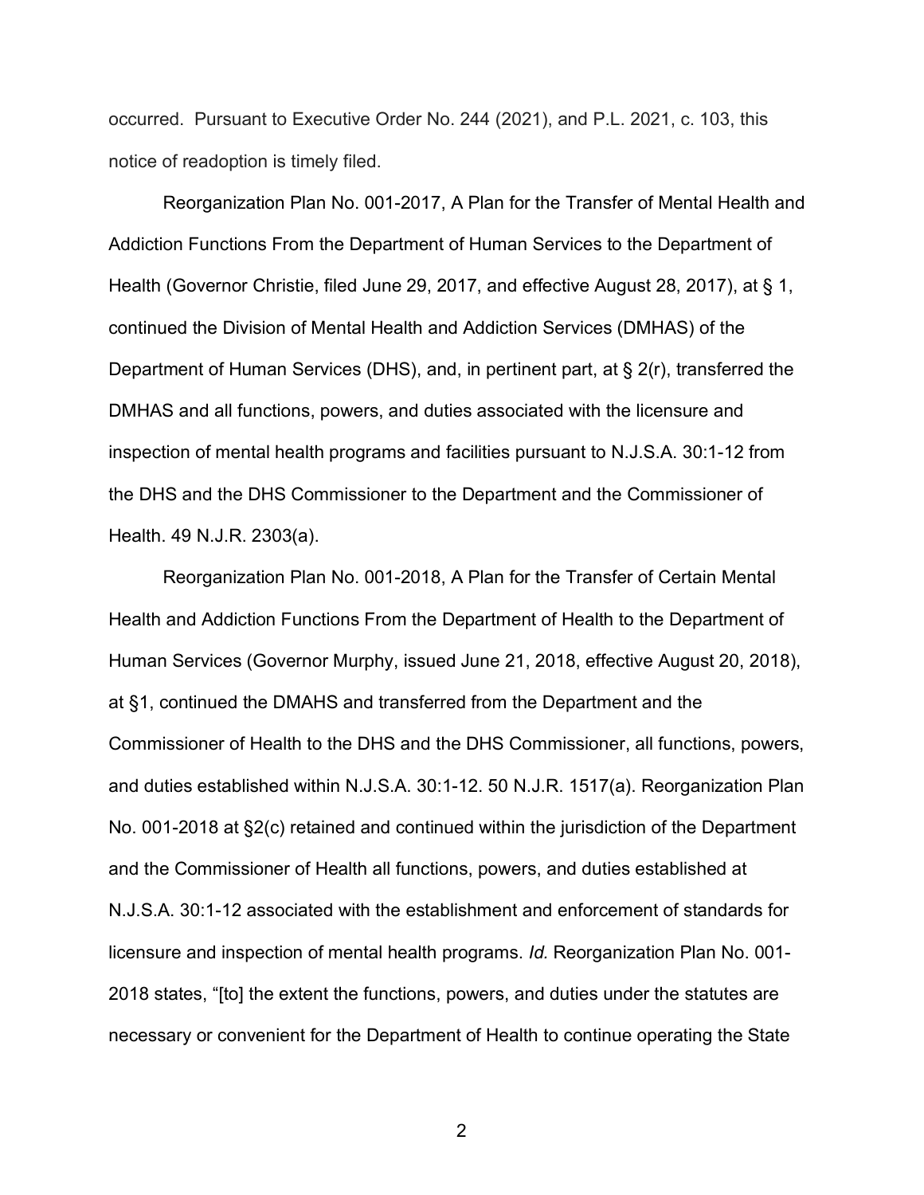occurred. Pursuant to Executive Order No. 244 (2021), and P.L. 2021, c. 103, this notice of readoption is timely filed.

Reorganization Plan No. 001-2017, A Plan for the Transfer of Mental Health and Addiction Functions From the Department of Human Services to the Department of Health (Governor Christie, filed June 29, 2017, and effective August 28, 2017), at § 1, continued the Division of Mental Health and Addiction Services (DMHAS) of the Department of Human Services (DHS), and, in pertinent part, at § 2(r), transferred the DMHAS and all functions, powers, and duties associated with the licensure and inspection of mental health programs and facilities pursuant to N.J.S.A. 30:1-12 from the DHS and the DHS Commissioner to the Department and the Commissioner of Health. 49 N.J.R. 2303(a).

Reorganization Plan No. 001-2018, A Plan for the Transfer of Certain Mental Health and Addiction Functions From the Department of Health to the Department of Human Services (Governor Murphy, issued June 21, 2018, effective August 20, 2018), at §1, continued the DMAHS and transferred from the Department and the Commissioner of Health to the DHS and the DHS Commissioner, all functions, powers, and duties established within N.J.S.A. 30:1-12. 50 N.J.R. 1517(a). Reorganization Plan No. 001-2018 at §2(c) retained and continued within the jurisdiction of the Department and the Commissioner of Health all functions, powers, and duties established at N.J.S.A. 30:1-12 associated with the establishment and enforcement of standards for licensure and inspection of mental health programs. *Id.* Reorganization Plan No. 001-2018 states, "[to] the extent the functions, powers, and duties under the statutes are necessary or convenient for the Department of Health to continue operating the State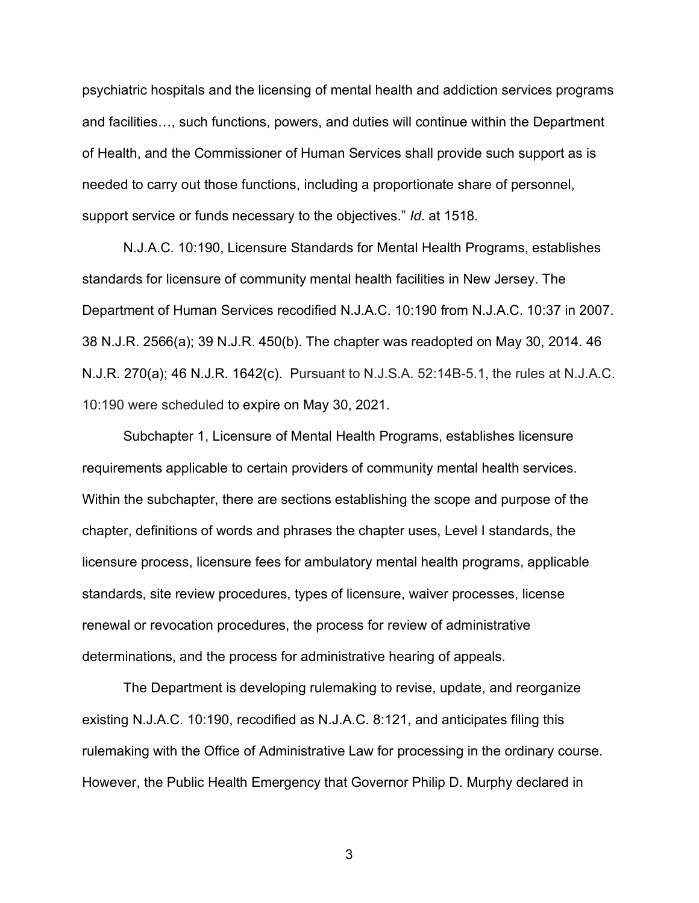psychiatric hospitals and the licensing of mental health and addiction services programs and facilities…, such functions, powers, and duties will continue within the Department of Health, and the Commissioner of Human Services shall provide such support as is needed to carry out those functions, including a proportionate share of personnel, support service or funds necessary to the objectives." *Id.* at 1518.

N.J.A.C. 10:190, Licensure Standards for Mental Health Programs, establishes standards for licensure of community mental health facilities in New Jersey. The Department of Human Services recodified N.J.A.C. 10:190 from N.J.A.C. 10:37 in 2007. 38 N.J.R. 2566(a); 39 N.J.R. 450(b). The chapter was readopted on May 30, 2014. 46 N.J.R. 270(a); 46 N.J.R. 1642(c). Pursuant to N.J.S.A. 52:14B-5.1, the rules at N.J.A.C. 10:190 were scheduled to expire on May 30, 2021.

Subchapter 1, Licensure of Mental Health Programs, establishes licensure requirements applicable to certain providers of community mental health services. Within the subchapter, there are sections establishing the scope and purpose of the chapter, definitions of words and phrases the chapter uses, Level I standards, the licensure process, licensure fees for ambulatory mental health programs, applicable standards, site review procedures, types of licensure, waiver processes, license renewal or revocation procedures, the process for review of administrative determinations, and the process for administrative hearing of appeals.

The Department is developing rulemaking to revise, update, and reorganize existing N.J.A.C. 10:190, recodified as N.J.A.C. 8:121, and anticipates filing this rulemaking with the Office of Administrative Law for processing in the ordinary course. However, the Public Health Emergency that Governor Philip D. Murphy declared in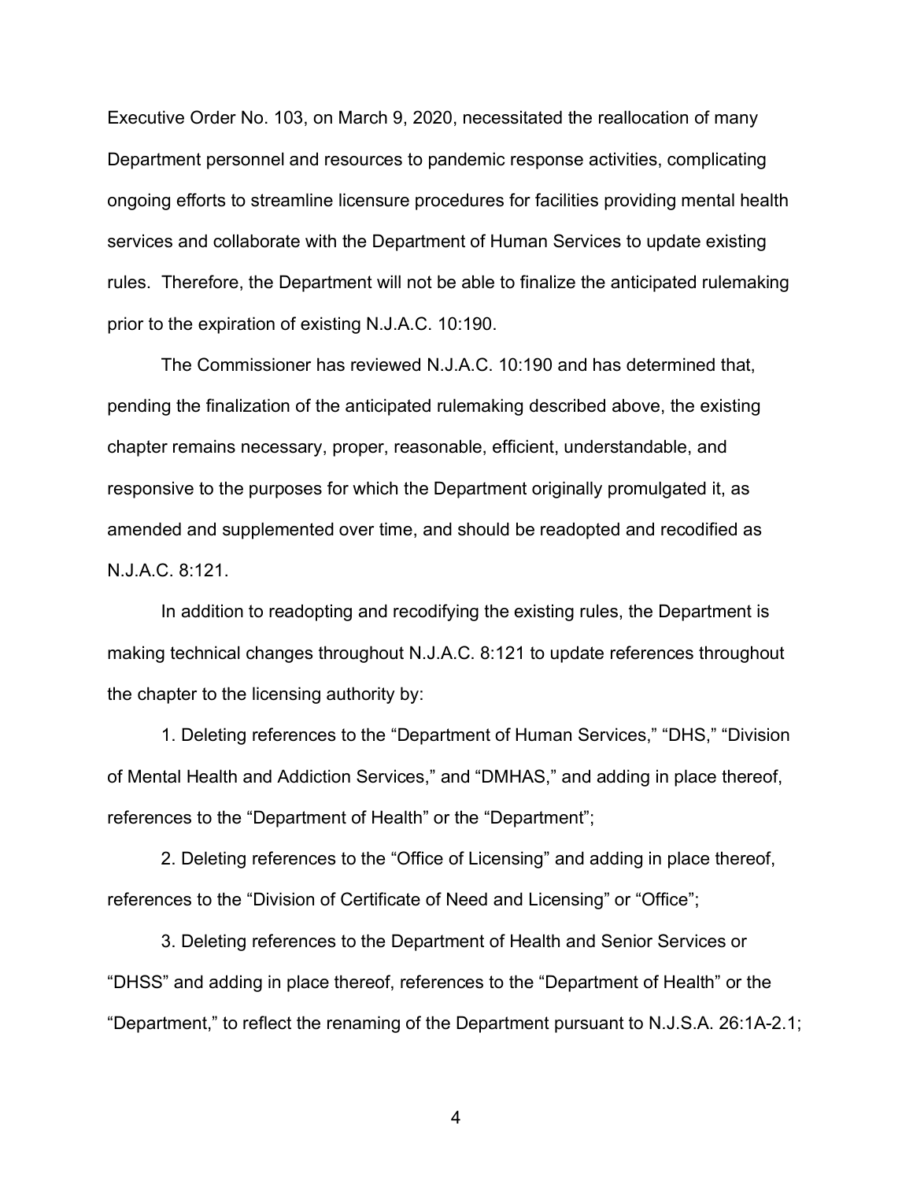Executive Order No. 103, on March 9, 2020, necessitated the reallocation of many Department personnel and resources to pandemic response activities, complicating ongoing efforts to streamline licensure procedures for facilities providing mental health services and collaborate with the Department of Human Services to update existing rules. Therefore, the Department will not be able to finalize the anticipated rulemaking prior to the expiration of existing N.J.A.C. 10:190.

The Commissioner has reviewed N.J.A.C. 10:190 and has determined that, pending the finalization of the anticipated rulemaking described above, the existing chapter remains necessary, proper, reasonable, efficient, understandable, and responsive to the purposes for which the Department originally promulgated it, as amended and supplemented over time, and should be readopted and recodified as N.J.A.C. 8:121.

In addition to readopting and recodifying the existing rules, the Department is making technical changes throughout N.J.A.C. 8:121 to update references throughout the chapter to the licensing authority by:

1. Deleting references to the “Department of Human Services,” “DHS,” “Division of Mental Health and Addiction Services,” and “DMHAS,” and adding in place thereof, references to the “Department of Health” or the “Department”;

2. Deleting references to the “Office of Licensing” and adding in place thereof, references to the “Division of Certificate of Need and Licensing” or “Office”;

3. Deleting references to the Department of Health and Senior Services or “DHSS” and adding in place thereof, references to the “Department of Health” or the “Department,” to reflect the renaming of the Department pursuant to N.J.S.A. 26:1A-2.1;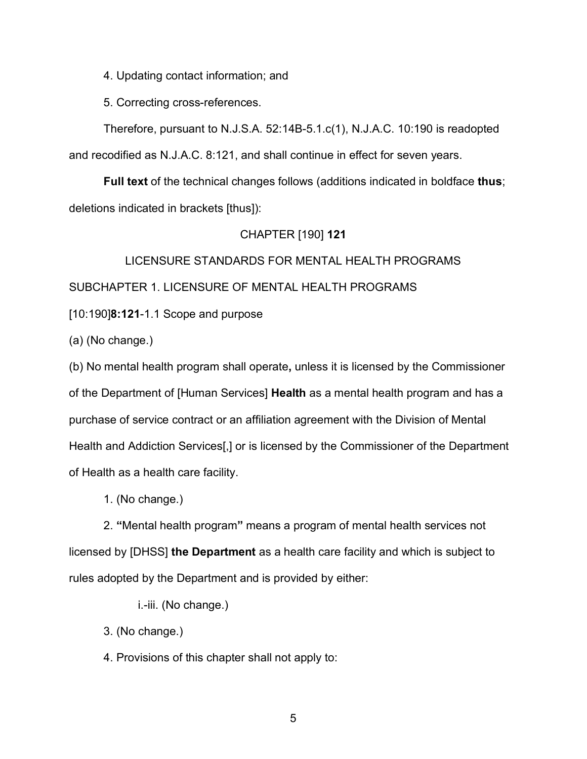4. Updating contact information; and

5. Correcting cross-references.

Therefore, pursuant to N.J.S.A. 52:14B-5.1.c(1), N.J.A.C. 10:190 is readopted and recodified as N.J.A.C. 8:121, and shall continue in effect for seven years.

**Full text** of the technical changes follows (additions indicated in boldface **thus**; deletions indicated in brackets [thus]):

CHAPTER [190] **121**

LICENSURE STANDARDS FOR MENTAL HEALTH PROGRAMS

SUBCHAPTER 1. LICENSURE OF MENTAL HEALTH PROGRAMS

[10:190]**8:121**-1.1 Scope and purpose

(a) (No change.)

(b) No mental health program shall operate**,** unless it is licensed by the Commissioner of the Department of [Human Services] **Health** as a mental health program and has a purchase of service contract or an affiliation agreement with the Division of Mental Health and Addiction Services[,] or is licensed by the Commissioner of the Department of Health as a health care facility.

1. (No change.)

2. **"**Mental health program**"** means a program of mental health services not licensed by [DHSS] **the Department** as a health care facility and which is subject to rules adopted by the Department and is provided by either:

i.-iii. (No change.)

3. (No change.)

4. Provisions of this chapter shall not apply to: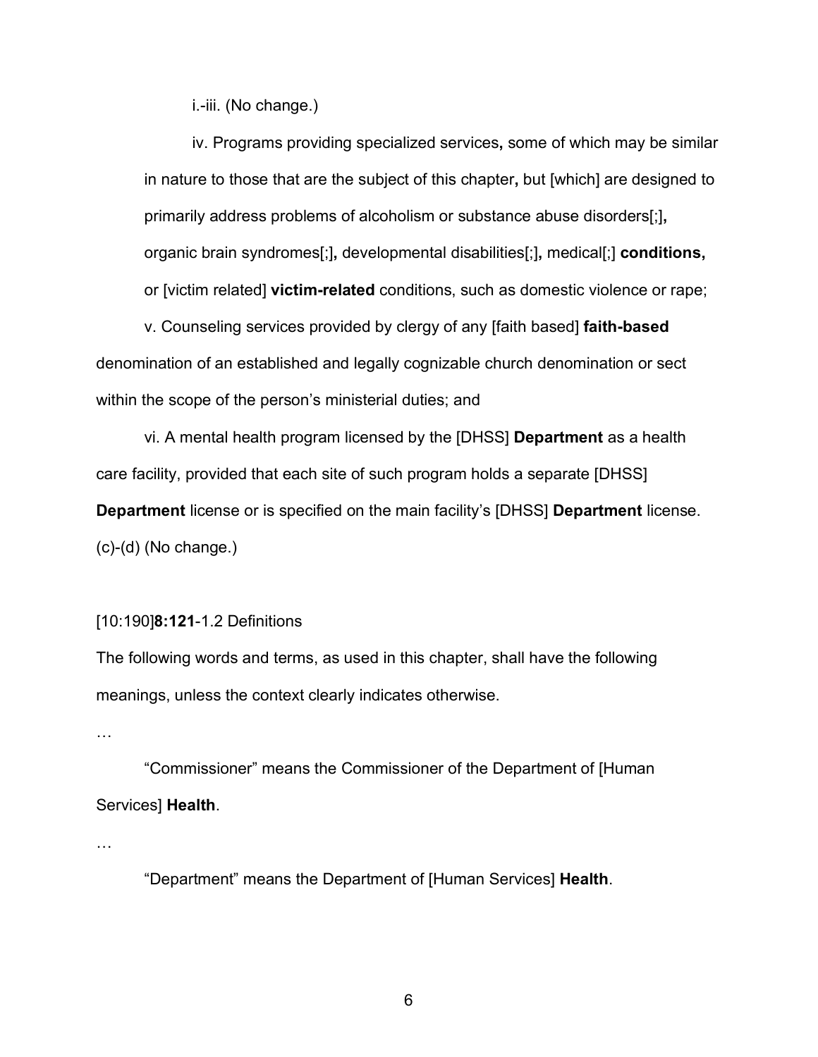i.-iii. (No change.)

iv. Programs providing specialized services**,** some of which may be similar in nature to those that are the subject of this chapter**,** but [which] are designed to primarily address problems of alcoholism or substance abuse disorders[;]**,** organic brain syndromes[;]**,** developmental disabilities[;]**,** medical[;] **conditions,** or [victim related] **victim-related** conditions, such as domestic violence or rape;

v. Counseling services provided by clergy of any [faith based] **faith-based** denomination of an established and legally cognizable church denomination or sect within the scope of the person's ministerial duties; and

vi. A mental health program licensed by the [DHSS] **Department** as a health care facility, provided that each site of such program holds a separate [DHSS] **Department** license or is specified on the main facility's [DHSS] **Department** license.

(c)-(d) (No change.)

[10:190]**8:121**-1.2 Definitions

The following words and terms, as used in this chapter, shall have the following meanings, unless the context clearly indicates otherwise.

…

"Commissioner" means the Commissioner of the Department of [Human Services] **Health**.

…

"Department" means the Department of [Human Services] **Health**.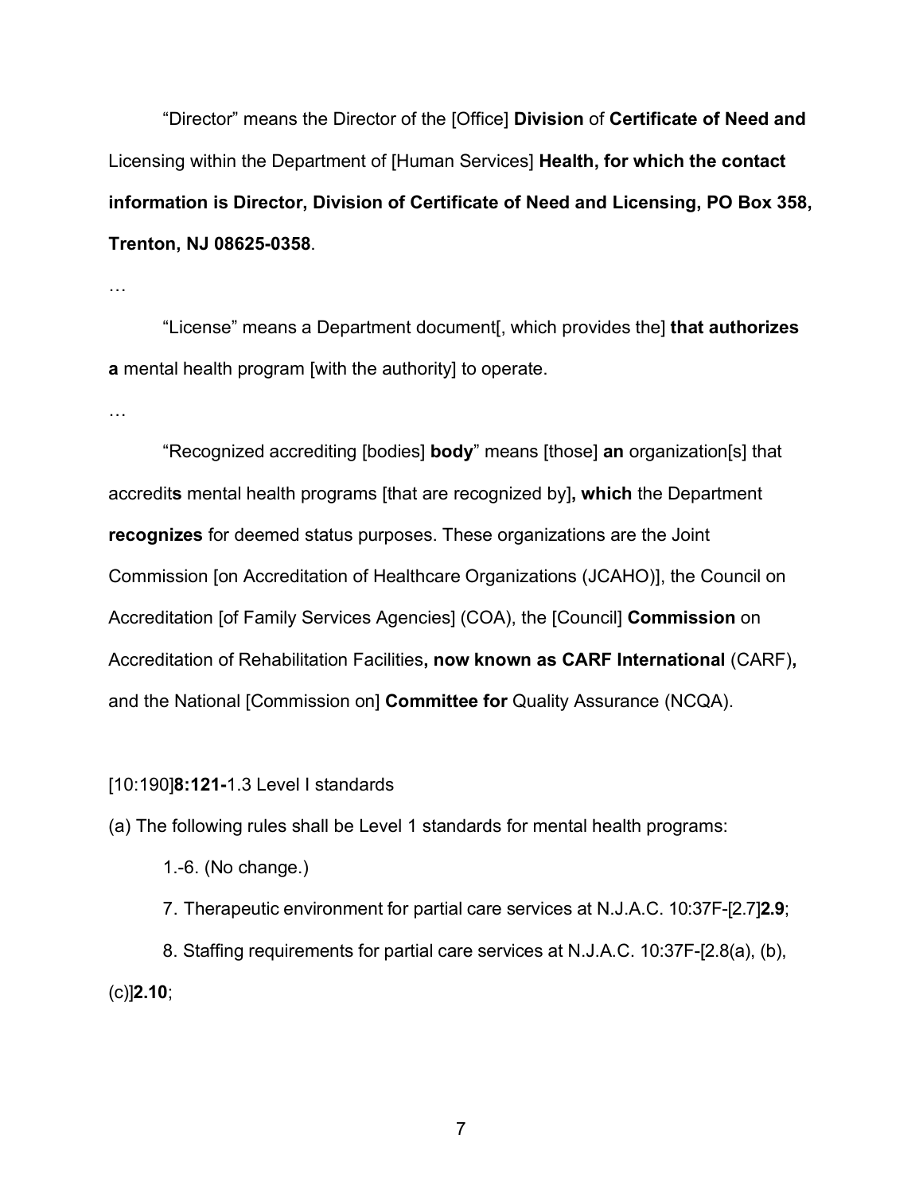"Director" means the Director of the [Office] **Division** of **Certificate of Need and** Licensing within the Department of [Human Services] **Health, for which the contact information is Director, Division of Certificate of Need and Licensing, PO Box 358, Trenton, NJ 08625-0358**.

…

"License" means a Department document[, which provides the] **that authorizes a** mental health program [with the authority] to operate.

…

"Recognized accrediting [bodies] **body**" means [those] **an** organization[s] that accredit**s** mental health programs [that are recognized by]**, which** the Department **recognizes** for deemed status purposes. These organizations are the Joint Commission [on Accreditation of Healthcare Organizations (JCAHO)], the Council on Accreditation [of Family Services Agencies] (COA), the [Council] **Commission** on Accreditation of Rehabilitation Facilities**, now known as CARF International** (CARF)**,** and the National [Commission on] **Committee for** Quality Assurance (NCQA).

[10:190]**8:121-**1.3 Level I standards

(a) The following rules shall be Level 1 standards for mental health programs:

1.-6. (No change.)

7. Therapeutic environment for partial care services at N.J.A.C. 10:37F-[2.7]**2.9**;

8. Staffing requirements for partial care services at N.J.A.C. 10:37F-[2.8(a), (b), (c)]**2.10**;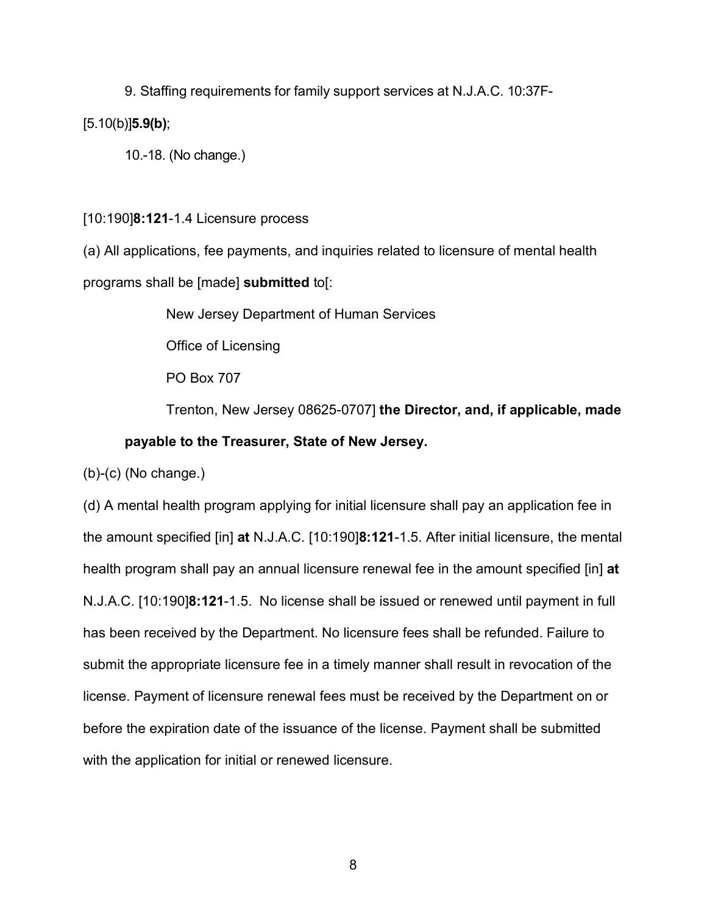9. Staffing requirements for family support services at N.J.A.C. 10:37F-[5.10(b)]**5.9(b)**;

10.-18. (No change.)

[10:190]**8:121**-1.4 Licensure process

(a) All applications, fee payments, and inquiries related to licensure of mental health programs shall be [made] **submitted** to[:

New Jersey Department of Human Services

Office of Licensing

PO Box 707

Trenton, New Jersey 08625-0707] **the Director, and, if applicable, made payable to the Treasurer, State of New Jersey.**

(b)-(c) (No change.)

(d) A mental health program applying for initial licensure shall pay an application fee in the amount specified [in] **at** N.J.A.C. [10:190]**8:121**-1.5. After initial licensure, the mental health program shall pay an annual licensure renewal fee in the amount specified [in] **at** N.J.A.C. [10:190]**8:121**-1.5. No license shall be issued or renewed until payment in full has been received by the Department. No licensure fees shall be refunded. Failure to submit the appropriate licensure fee in a timely manner shall result in revocation of the license. Payment of licensure renewal fees must be received by the Department on or before the expiration date of the issuance of the license. Payment shall be submitted with the application for initial or renewed licensure.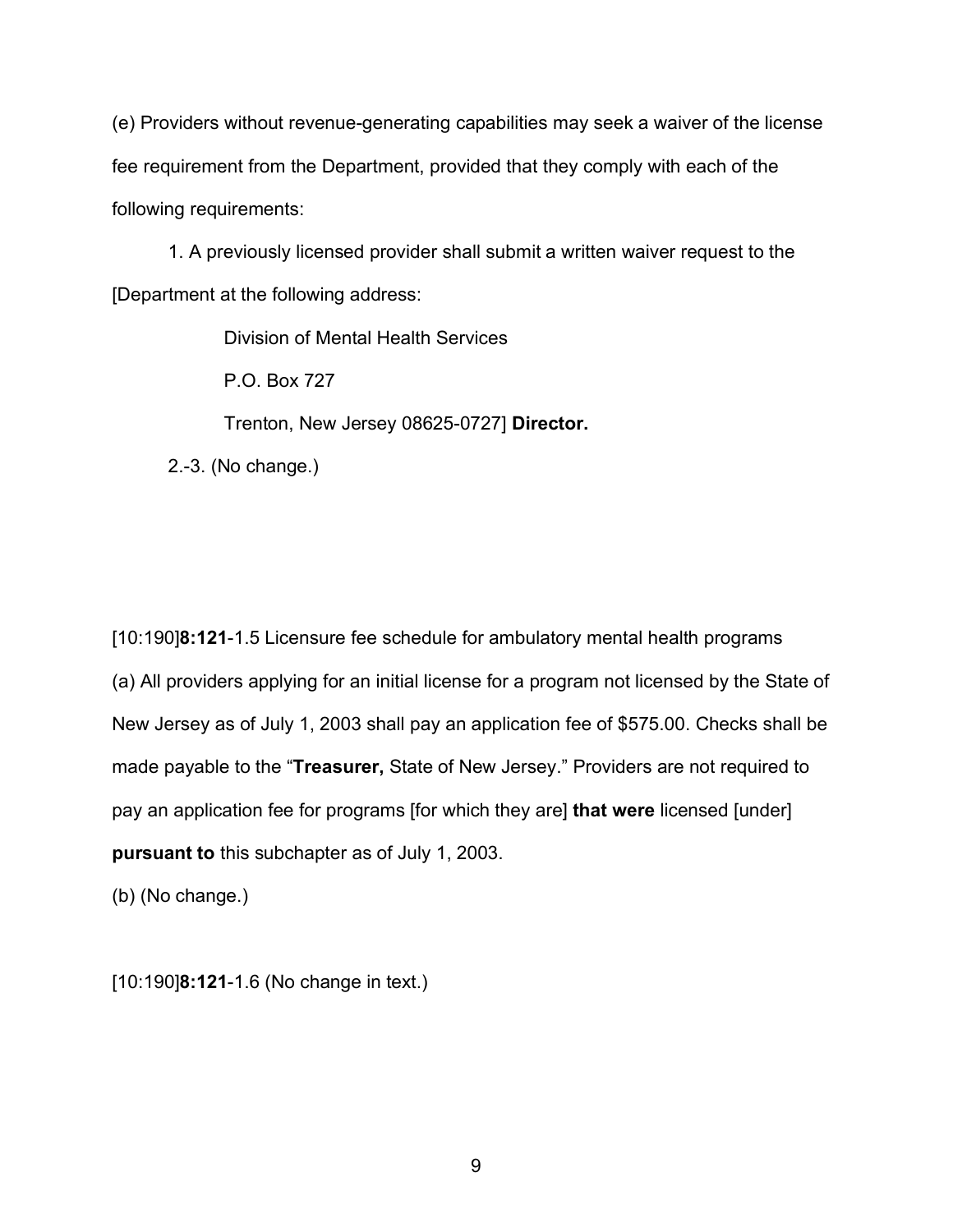(e) Providers without revenue-generating capabilities may seek a waiver of the license fee requirement from the Department, provided that they comply with each of the following requirements:

1. A previously licensed provider shall submit a written waiver request to the [Department at the following address:

   Division of Mental Health Services

   P.O. Box 727

   Trenton, New Jersey 08625-0727] **Director.**

2.-3. (No change.)

[10:190]**8:121**-1.5 Licensure fee schedule for ambulatory mental health programs

(a) All providers applying for an initial license for a program not licensed by the State of New Jersey as of July 1, 2003 shall pay an application fee of $575.00. Checks shall be made payable to the "**Treasurer,** State of New Jersey." Providers are not required to pay an application fee for programs [for which they are] **that were** licensed [under] **pursuant to** this subchapter as of July 1, 2003.

(b) (No change.)

[10:190]**8:121**-1.6 (No change in text.)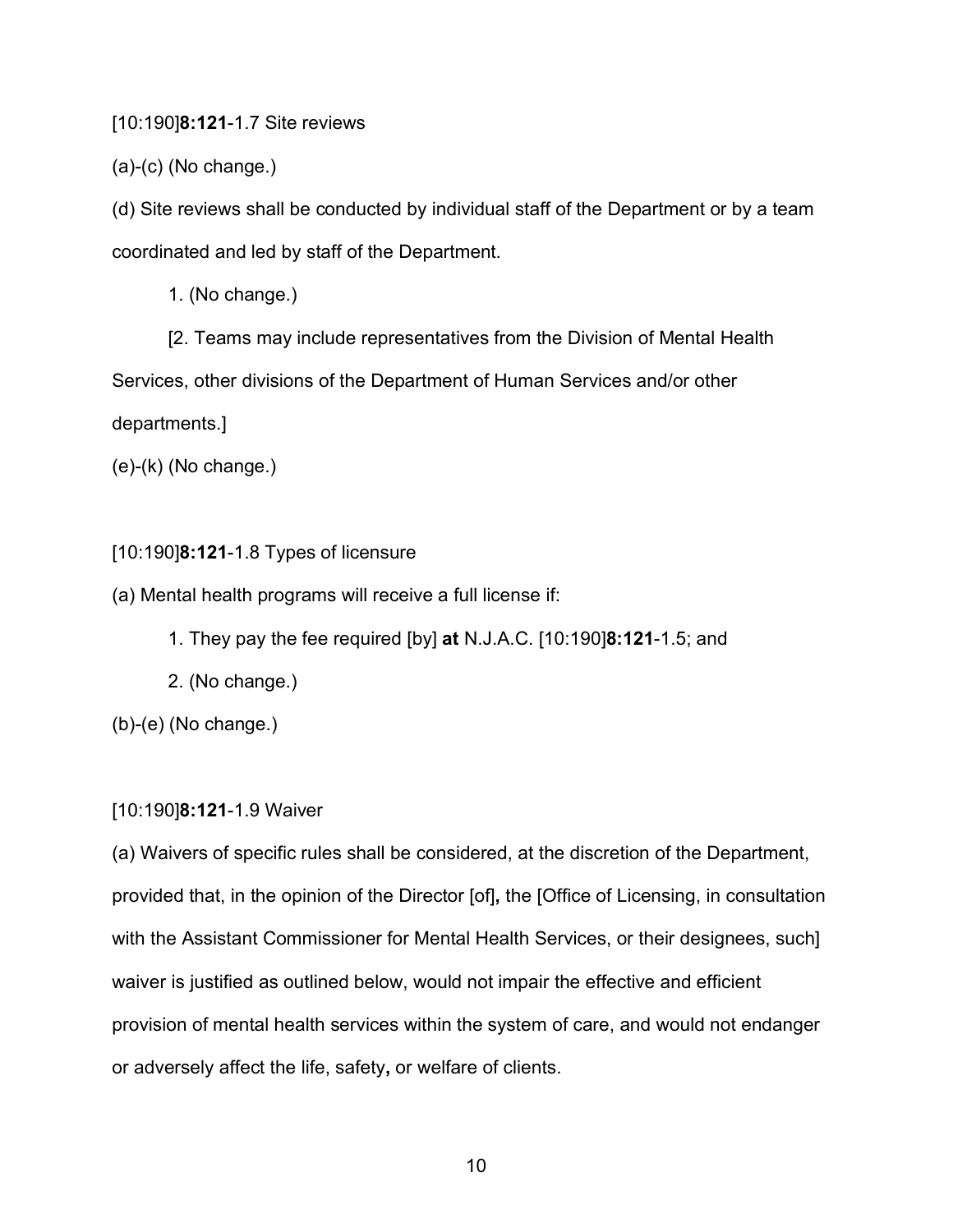[10:190]**8:121**-1.7 Site reviews

(a)-(c) (No change.)

(d) Site reviews shall be conducted by individual staff of the Department or by a team coordinated and led by staff of the Department.

1. (No change.)

[2. Teams may include representatives from the Division of Mental Health Services, other divisions of the Department of Human Services and/or other departments.]

(e)-(k) (No change.)

[10:190]**8:121**-1.8 Types of licensure

(a) Mental health programs will receive a full license if:

1. They pay the fee required [by] **at** N.J.A.C. [10:190]**8:121**-1.5; and

2. (No change.)

(b)-(e) (No change.)

[10:190]**8:121**-1.9 Waiver

(a) Waivers of specific rules shall be considered, at the discretion of the Department, provided that, in the opinion of the Director [of]**,** the [Office of Licensing, in consultation with the Assistant Commissioner for Mental Health Services, or their designees, such] waiver is justified as outlined below, would not impair the effective and efficient provision of mental health services within the system of care, and would not endanger or adversely affect the life, safety**,** or welfare of clients.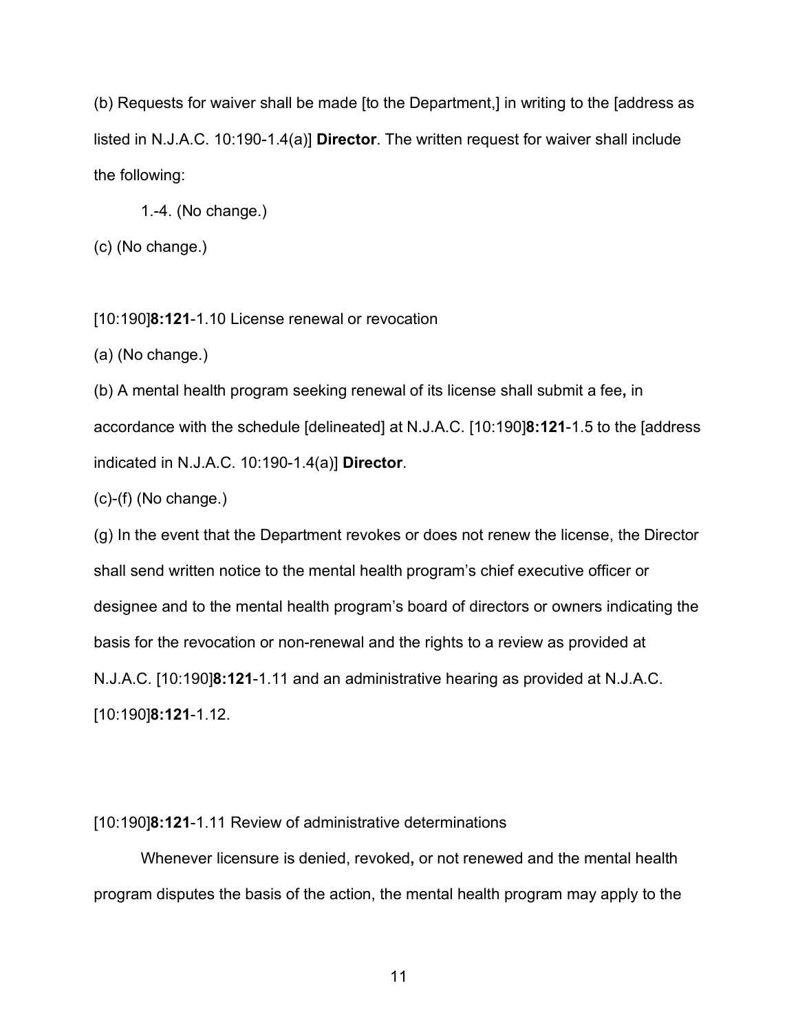(b) Requests for waiver shall be made [to the Department,] in writing to the [address as listed in N.J.A.C. 10:190-1.4(a)] **Director**. The written request for waiver shall include the following:

1.-4. (No change.)

(c) (No change.)

[10:190]**8:121**-1.10 License renewal or revocation

(a) (No change.)

(b) A mental health program seeking renewal of its license shall submit a fee**,** in accordance with the schedule [delineated] at N.J.A.C. [10:190]**8:121**-1.5 to the [address indicated in N.J.A.C. 10:190-1.4(a)] **Director**.

(c)-(f) (No change.)

(g) In the event that the Department revokes or does not renew the license, the Director shall send written notice to the mental health program's chief executive officer or designee and to the mental health program's board of directors or owners indicating the basis for the revocation or non-renewal and the rights to a review as provided at N.J.A.C. [10:190]**8:121**-1.11 and an administrative hearing as provided at N.J.A.C. [10:190]**8:121**-1.12.

[10:190]**8:121**-1.11 Review of administrative determinations

Whenever licensure is denied, revoked**,** or not renewed and the mental health program disputes the basis of the action, the mental health program may apply to the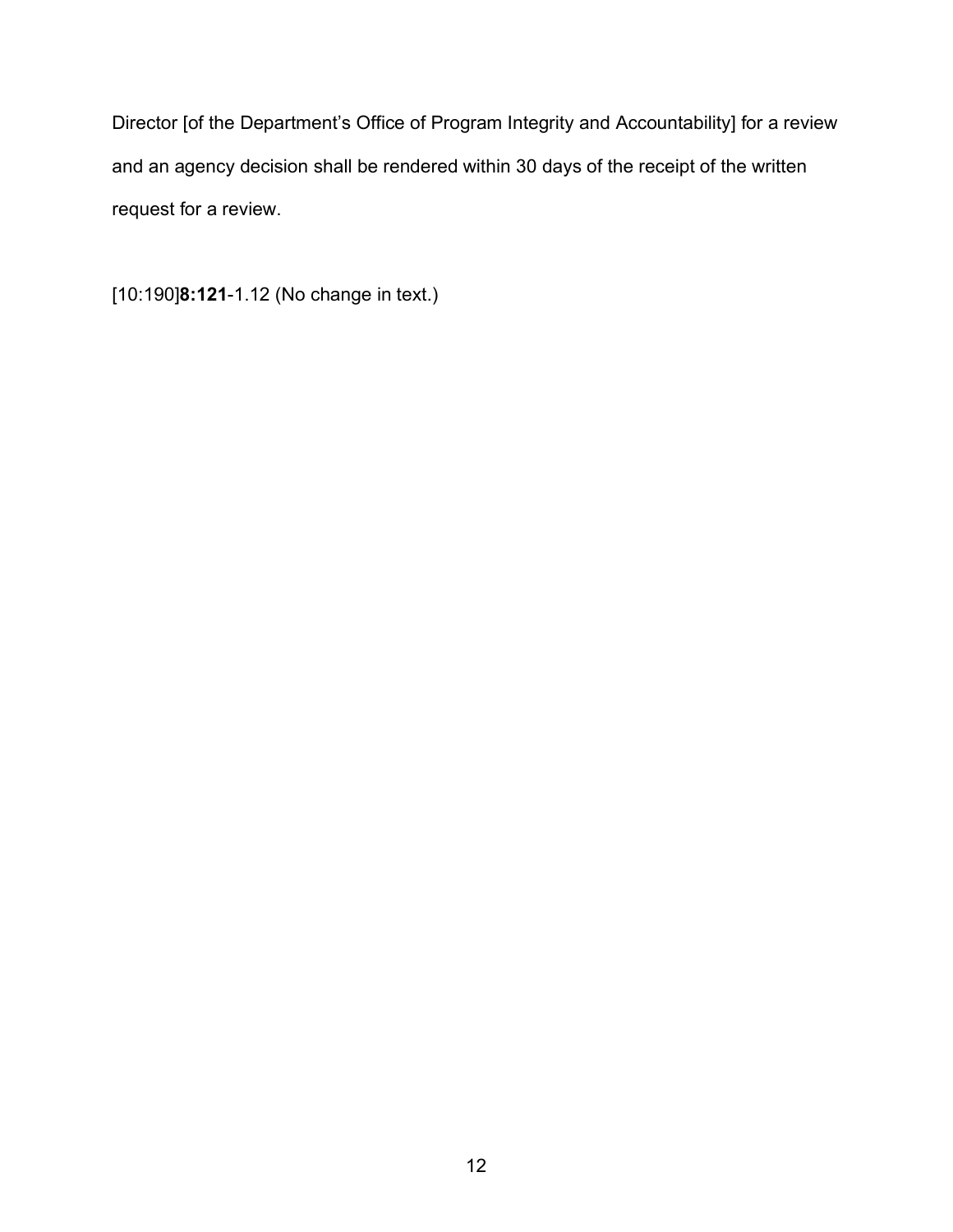Director [of the Department's Office of Program Integrity and Accountability] for a review and an agency decision shall be rendered within 30 days of the receipt of the written request for a review.

[10:190]**8:121**-1.12 (No change in text.)